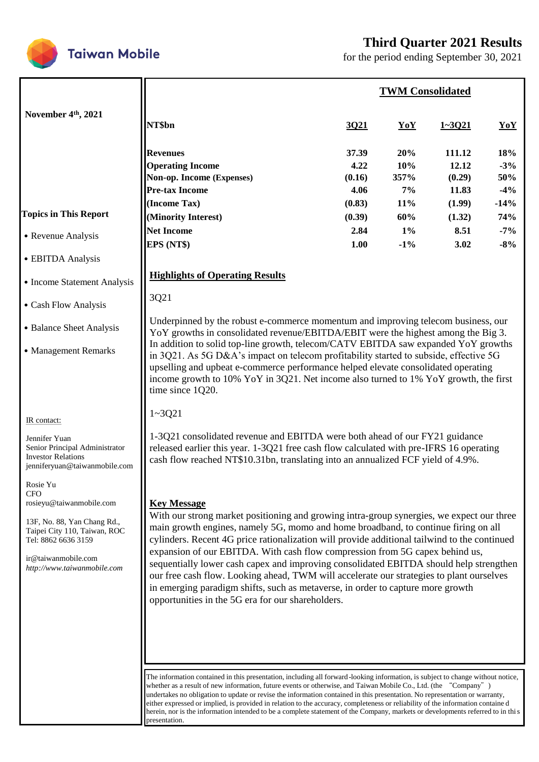# Third Quarter 2021 Results

for the period ending September 30, 2021

Taiwan Mobile

**November 4th, 2021**

**TWM Consolidated**

| NT$bn | 3Q21 | YoY | 1~3Q21 | YoY |
|---|---|---|---|---|
| **Revenues** | 37.39 | 20% | 111.12 | 18% |
| **Operating Income** | 4.22 | 10% | 12.12 | -3% |
| **Non-op. Income (Expenses)** | (0.16) | 357% | (0.29) | 50% |
| **Pre-tax Income** | 4.06 | 7% | 11.83 | -4% |
| **(Income Tax)** | (0.83) | 11% | (1.99) | -14% |
| **(Minority Interest)** | (0.39) | 60% | (1.32) | 74% |
| **Net Income** | 2.84 | 1% | 8.51 | -7% |
| **EPS (NT$)** | 1.00 | -1% | 3.02 | -8% |

**Topics in This Report**

- Revenue Analysis
- EBITDA Analysis
- Income Statement Analysis
- Cash Flow Analysis
- Balance Sheet Analysis
- Management Remarks

## Highlights of Operating Results

3Q21

Underpinned by the robust e-commerce momentum and improving telecom business, our YoY growths in consolidated revenue/EBITDA/EBIT were the highest among the Big 3. In addition to solid top-line growth, telecom/CATV EBITDA saw expanded YoY growths in 3Q21. As 5G D&A's impact on telecom profitability started to subside, effective 5G upselling and upbeat e-commerce performance helped elevate consolidated operating income growth to 10% YoY in 3Q21. Net income also turned to 1% YoY growth, the first time since 1Q20.

1~3Q21

1-3Q21 consolidated revenue and EBITDA were both ahead of our FY21 guidance released earlier this year. 1-3Q21 free cash flow calculated with pre-IFRS 16 operating cash flow reached NT$10.31bn, translating into an annualized FCF yield of 4.9%.

## Key Message

With our strong market positioning and growing intra-group synergies, we expect our three main growth engines, namely 5G, momo and home broadband, to continue firing on all cylinders. Recent 4G price rationalization will provide additional tailwind to the continued expansion of our EBITDA. With cash flow compression from 5G capex behind us, sequentially lower cash capex and improving consolidated EBITDA should help strengthen our free cash flow. Looking ahead, TWM will accelerate our strategies to plant ourselves in emerging paradigm shifts, such as metaverse, in order to capture more growth opportunities in the 5G era for our shareholders.

IR contact:

Jennifer Yuan
Senior Principal Administrator
Investor Relations
jenniferyuan@taiwanmobile.com

Rosie Yu
CFO
rosieyu@taiwanmobile.com

13F, No. 88, Yan Chang Rd.,
Taipei City 110, Taiwan, ROC
Tel: 8862 6636 3159

ir@taiwanmobile.com
*http://www.taiwanmobile.com*

The information contained in this presentation, including all forward-looking information, is subject to change without notice, whether as a result of new information, future events or otherwise, and Taiwan Mobile Co., Ltd. (the "Company") undertakes no obligation to update or revise the information contained in this presentation. No representation or warranty, either expressed or implied, is provided in relation to the accuracy, completeness or reliability of the information contained herein, nor is the information intended to be a complete statement of the Company, markets or developments referred to in this presentation.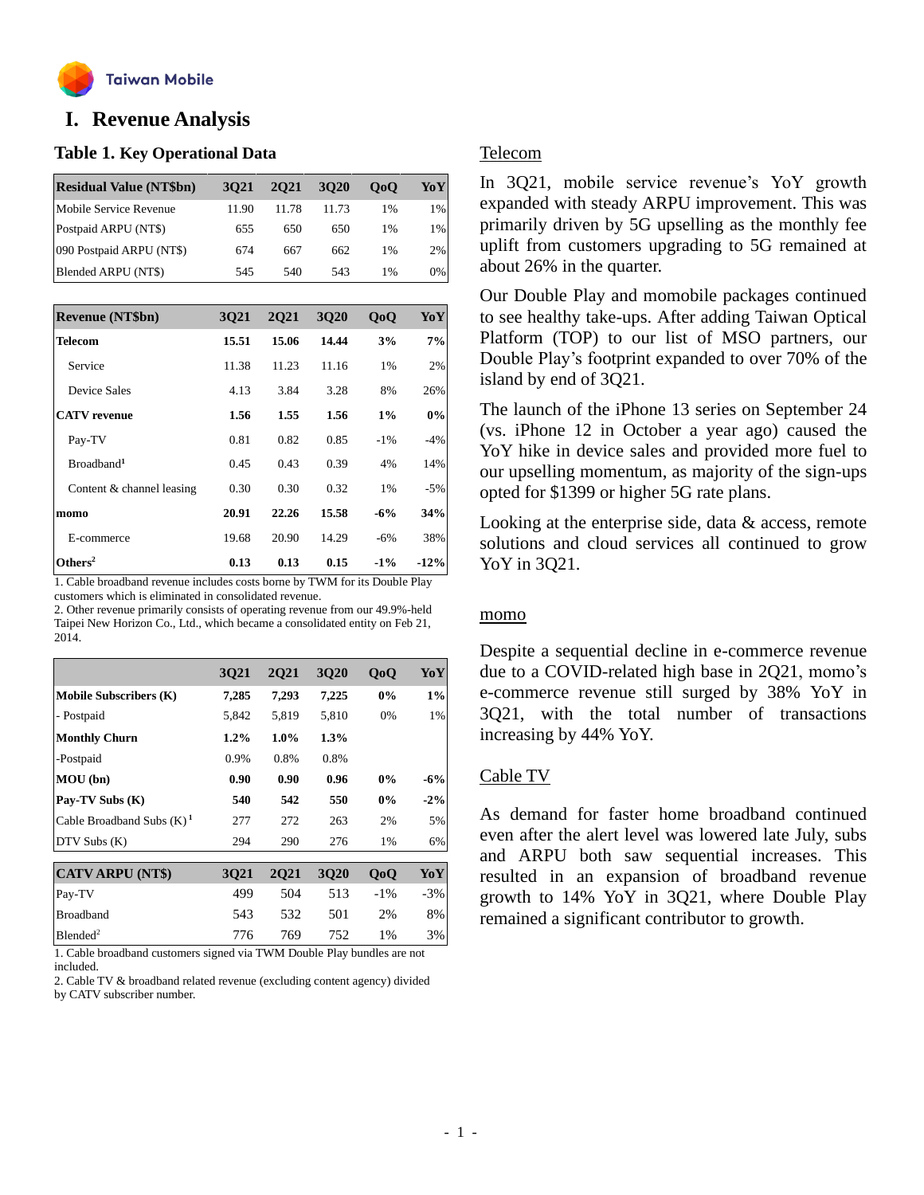# I. Revenue Analysis

### Table 1. Key Operational Data

| Residual Value (NT$bn) | 3Q21 | 2Q21 | 3Q20 | QoQ | YoY |
|---|---|---|---|---|---|
| Mobile Service Revenue | 11.90 | 11.78 | 11.73 | 1% | 1% |
| Postpaid ARPU (NT$) | 655 | 650 | 650 | 1% | 1% |
| 090 Postpaid ARPU (NT$) | 674 | 667 | 662 | 1% | 2% |
| Blended ARPU (NT$) | 545 | 540 | 543 | 1% | 0% |

| Revenue (NT$bn) | 3Q21 | 2Q21 | 3Q20 | QoQ | YoY |
|---|---|---|---|---|---|
| **Telecom** | **15.51** | **15.06** | **14.44** | **3%** | **7%** |
| Service | 11.38 | 11.23 | 11.16 | 1% | 2% |
| Device Sales | 4.13 | 3.84 | 3.28 | 8% | 26% |
| **CATV revenue** | **1.56** | **1.55** | **1.56** | **1%** | **0%** |
| Pay-TV | 0.81 | 0.82 | 0.85 | -1% | -4% |
| Broadband[1] | 0.45 | 0.43 | 0.39 | 4% | 14% |
| Content & channel leasing | 0.30 | 0.30 | 0.32 | 1% | -5% |
| **momo** | **20.91** | **22.26** | **15.58** | **-6%** | **34%** |
| E-commerce | 19.68 | 20.90 | 14.29 | -6% | 38% |
| **Others[2]** | **0.13** | **0.13** | **0.15** | **-1%** | **-12%** |

1. Cable broadband revenue includes costs borne by TWM for its Double Play customers which is eliminated in consolidated revenue.
2. Other revenue primarily consists of operating revenue from our 49.9%-held Taipei New Horizon Co., Ltd., which became a consolidated entity on Feb 21, 2014.

| | 3Q21 | 2Q21 | 3Q20 | QoQ | YoY |
|---|---|---|---|---|---|
| **Mobile Subscribers (K)** | **7,285** | **7,293** | **7,225** | **0%** | **1%** |
| - Postpaid | 5,842 | 5,819 | 5,810 | 0% | 1% |
| **Monthly Churn** | **1.2%** | **1.0%** | **1.3%** | | |
| -Postpaid | 0.9% | 0.8% | 0.8% | | |
| **MOU (bn)** | **0.90** | **0.90** | **0.96** | **0%** | **-6%** |
| **Pay-TV Subs (K)** | **540** | **542** | **550** | **0%** | **-2%** |
| Cable Broadband Subs (K)[1] | 277 | 272 | 263 | 2% | 5% |
| DTV Subs (K) | 294 | 290 | 276 | 1% | 6% |

| CATV ARPU (NT$) | 3Q21 | 2Q21 | 3Q20 | QoQ | YoY |
|---|---|---|---|---|---|
| Pay-TV | 499 | 504 | 513 | -1% | -3% |
| Broadband | 543 | 532 | 501 | 2% | 8% |
| Blended[2] | 776 | 769 | 752 | 1% | 3% |

1. Cable broadband customers signed via TWM Double Play bundles are not included.
2. Cable TV & broadband related revenue (excluding content agency) divided by CATV subscriber number.

## Telecom

In 3Q21, mobile service revenue's YoY growth expanded with steady ARPU improvement. This was primarily driven by 5G upselling as the monthly fee uplift from customers upgrading to 5G remained at about 26% in the quarter.

Our Double Play and momobile packages continued to see healthy take-ups. After adding Taiwan Optical Platform (TOP) to our list of MSO partners, our Double Play's footprint expanded to over 70% of the island by end of 3Q21.

The launch of the iPhone 13 series on September 24 (vs. iPhone 12 in October a year ago) caused the YoY hike in device sales and provided more fuel to our upselling momentum, as majority of the sign-ups opted for $1399 or higher 5G rate plans.

Looking at the enterprise side, data & access, remote solutions and cloud services all continued to grow YoY in 3Q21.

## momo

Despite a sequential decline in e-commerce revenue due to a COVID-related high base in 2Q21, momo's e-commerce revenue still surged by 38% YoY in 3Q21, with the total number of transactions increasing by 44% YoY.

## Cable TV

As demand for faster home broadband continued even after the alert level was lowered late July, subs and ARPU both saw sequential increases. This resulted in an expansion of broadband revenue growth to 14% YoY in 3Q21, where Double Play remained a significant contributor to growth.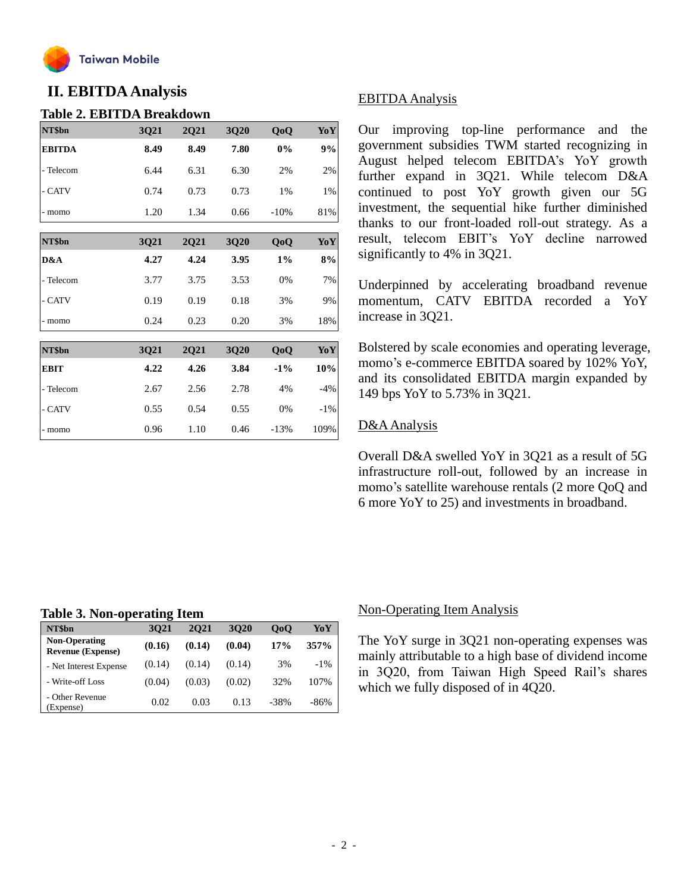## II. EBITDA Analysis

**Table 2. EBITDA Breakdown**

| NT$bn | 3Q21 | 2Q21 | 3Q20 | QoQ | YoY |
|---|---|---|---|---|---|
| **EBITDA** | **8.49** | **8.49** | **7.80** | **0%** | **9%** |
| - Telecom | 6.44 | 6.31 | 6.30 | 2% | 2% |
| - CATV | 0.74 | 0.73 | 0.73 | 1% | 1% |
| - momo | 1.20 | 1.34 | 0.66 | -10% | 81% |

| NT$bn | 3Q21 | 2Q21 | 3Q20 | QoQ | YoY |
|---|---|---|---|---|---|
| **D&A** | **4.27** | **4.24** | **3.95** | **1%** | **8%** |
| - Telecom | 3.77 | 3.75 | 3.53 | 0% | 7% |
| - CATV | 0.19 | 0.19 | 0.18 | 3% | 9% |
| - momo | 0.24 | 0.23 | 0.20 | 3% | 18% |

| NT$bn | 3Q21 | 2Q21 | 3Q20 | QoQ | YoY |
|---|---|---|---|---|---|
| **EBIT** | **4.22** | **4.26** | **3.84** | **-1%** | **10%** |
| - Telecom | 2.67 | 2.56 | 2.78 | 4% | -4% |
| - CATV | 0.55 | 0.54 | 0.55 | 0% | -1% |
| - momo | 0.96 | 1.10 | 0.46 | -13% | 109% |

EBITDA Analysis

Our improving top-line performance and the government subsidies TWM started recognizing in August helped telecom EBITDA's YoY growth further expand in 3Q21. While telecom D&A continued to post YoY growth given our 5G investment, the sequential hike further diminished thanks to our front-loaded roll-out strategy. As a result, telecom EBIT's YoY decline narrowed significantly to 4% in 3Q21.

Underpinned by accelerating broadband revenue momentum, CATV EBITDA recorded a YoY increase in 3Q21.

Bolstered by scale economies and operating leverage, momo's e-commerce EBITDA soared by 102% YoY, and its consolidated EBITDA margin expanded by 149 bps YoY to 5.73% in 3Q21.

D&A Analysis

Overall D&A swelled YoY in 3Q21 as a result of 5G infrastructure roll-out, followed by an increase in momo's satellite warehouse rentals (2 more QoQ and 6 more YoY to 25) and investments in broadband.

**Table 3. Non-operating Item**

| NT$bn | 3Q21 | 2Q21 | 3Q20 | QoQ | YoY |
|---|---|---|---|---|---|
| **Non-Operating Revenue (Expense)** | **(0.16)** | **(0.14)** | **(0.04)** | **17%** | **357%** |
| - Net Interest Expense | (0.14) | (0.14) | (0.14) | 3% | -1% |
| - Write-off Loss | (0.04) | (0.03) | (0.02) | 32% | 107% |
| - Other Revenue (Expense) | 0.02 | 0.03 | 0.13 | -38% | -86% |

Non-Operating Item Analysis

The YoY surge in 3Q21 non-operating expenses was mainly attributable to a high base of dividend income in 3Q20, from Taiwan High Speed Rail's shares which we fully disposed of in 4Q20.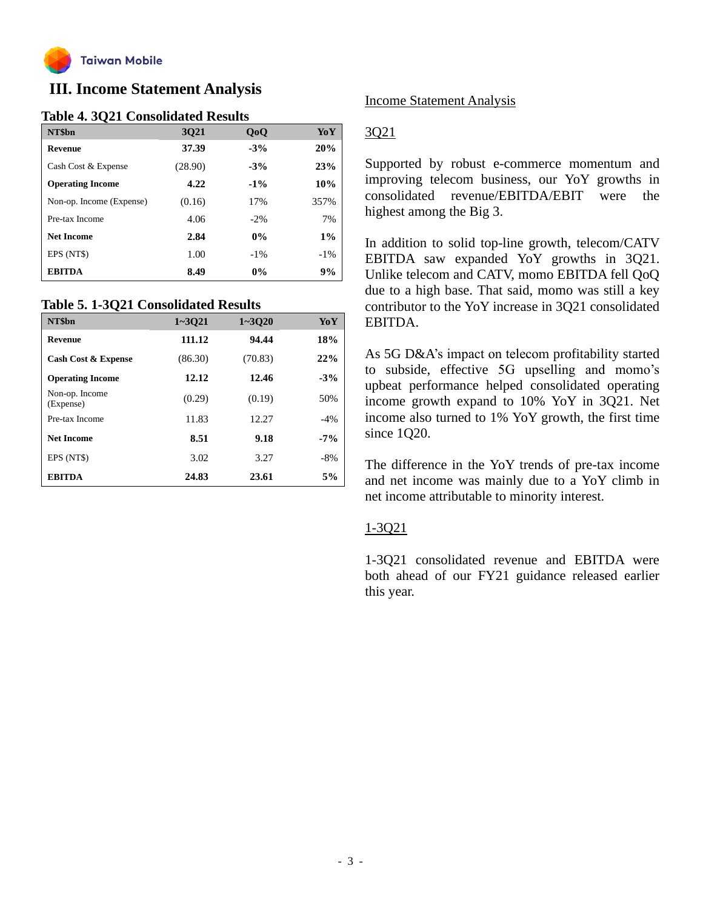## III. Income Statement Analysis

### Table 4. 3Q21 Consolidated Results

| NT$bn | 3Q21 | QoQ | YoY |
|---|---|---|---|
| **Revenue** | **37.39** | **-3%** | **20%** |
| Cash Cost & Expense | (28.90) | -3% | 23% |
| **Operating Income** | **4.22** | **-1%** | **10%** |
| Non-op. Income (Expense) | (0.16) | 17% | 357% |
| Pre-tax Income | 4.06 | -2% | 7% |
| **Net Income** | **2.84** | **0%** | **1%** |
| EPS (NT$) | 1.00 | -1% | -1% |
| **EBITDA** | **8.49** | **0%** | **9%** |

### Table 5. 1-3Q21 Consolidated Results

| NT$bn | 1~3Q21 | 1~3Q20 | YoY |
|---|---|---|---|
| **Revenue** | **111.12** | **94.44** | **18%** |
| **Cash Cost & Expense** | (86.30) | (70.83) | **22%** |
| **Operating Income** | **12.12** | **12.46** | **-3%** |
| Non-op. Income (Expense) | (0.29) | (0.19) | 50% |
| Pre-tax Income | 11.83 | 12.27 | -4% |
| **Net Income** | **8.51** | **9.18** | **-7%** |
| EPS (NT$) | 3.02 | 3.27 | -8% |
| **EBITDA** | **24.83** | **23.61** | **5%** |

Income Statement Analysis

3Q21

Supported by robust e-commerce momentum and improving telecom business, our YoY growths in consolidated revenue/EBITDA/EBIT were the highest among the Big 3.

In addition to solid top-line growth, telecom/CATV EBITDA saw expanded YoY growths in 3Q21. Unlike telecom and CATV, momo EBITDA fell QoQ due to a high base. That said, momo was still a key contributor to the YoY increase in 3Q21 consolidated EBITDA.

As 5G D&A's impact on telecom profitability started to subside, effective 5G upselling and momo's upbeat performance helped consolidated operating income growth expand to 10% YoY in 3Q21. Net income also turned to 1% YoY growth, the first time since 1Q20.

The difference in the YoY trends of pre-tax income and net income was mainly due to a YoY climb in net income attributable to minority interest.

1-3Q21

1-3Q21 consolidated revenue and EBITDA were both ahead of our FY21 guidance released earlier this year.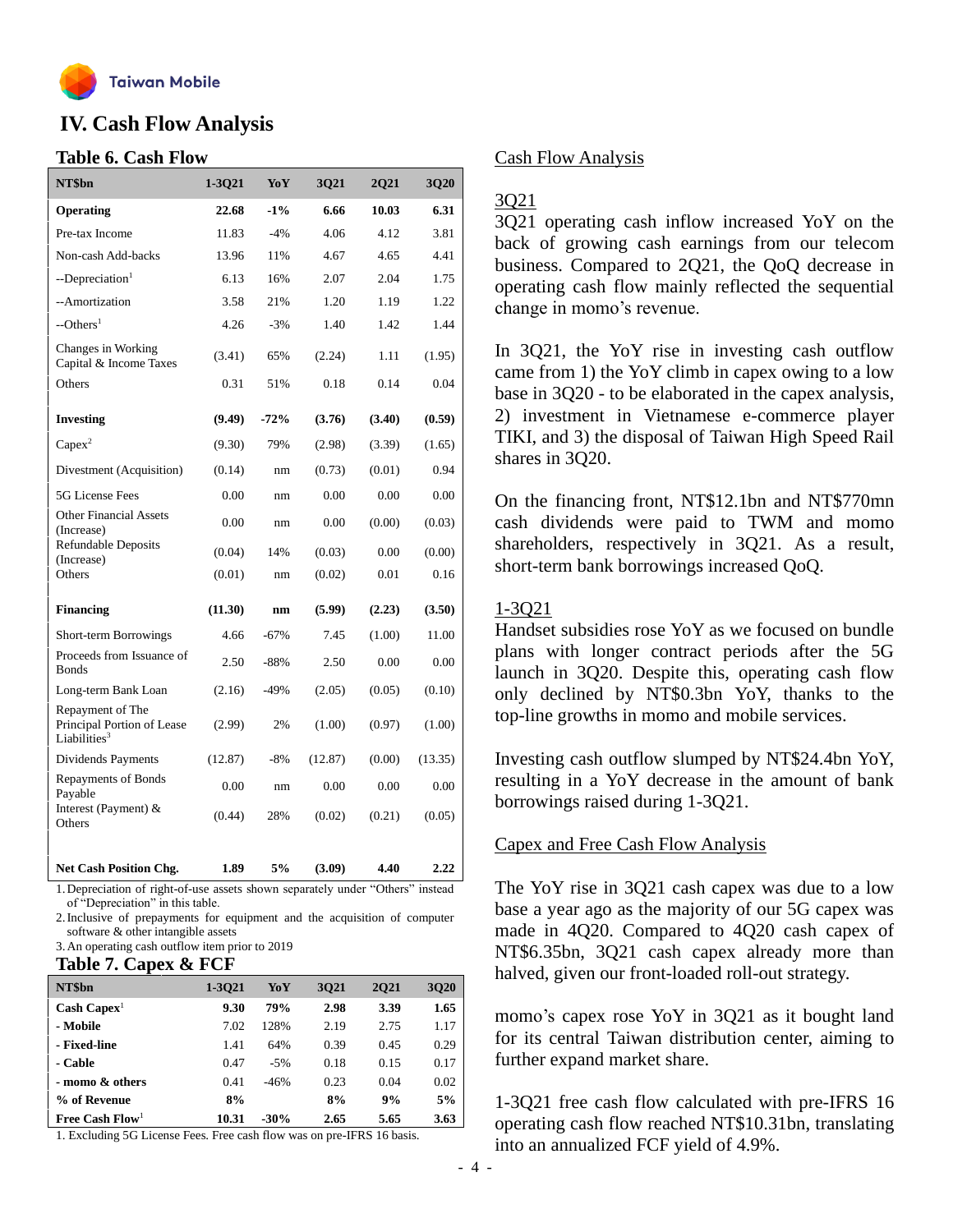## IV. Cash Flow Analysis

### Table 6. Cash Flow

| NT$bn | 1-3Q21 | YoY | 3Q21 | 2Q21 | 3Q20 |
|---|---|---|---|---|---|
| **Operating** | **22.68** | **-1%** | **6.66** | **10.03** | **6.31** |
| Pre-tax Income | 11.83 | -4% | 4.06 | 4.12 | 3.81 |
| Non-cash Add-backs | 13.96 | 11% | 4.67 | 4.65 | 4.41 |
| --Depreciation[1] | 6.13 | 16% | 2.07 | 2.04 | 1.75 |
| --Amortization | 3.58 | 21% | 1.20 | 1.19 | 1.22 |
| --Others[1] | 4.26 | -3% | 1.40 | 1.42 | 1.44 |
| Changes in Working Capital & Income Taxes | (3.41) | 65% | (2.24) | 1.11 | (1.95) |
| Others | 0.31 | 51% | 0.18 | 0.14 | 0.04 |
| **Investing** | **(9.49)** | **-72%** | **(3.76)** | **(3.40)** | **(0.59)** |
| Capex[2] | (9.30) | 79% | (2.98) | (3.39) | (1.65) |
| Divestment (Acquisition) | (0.14) | nm | (0.73) | (0.01) | 0.94 |
| 5G License Fees | 0.00 | nm | 0.00 | 0.00 | 0.00 |
| Other Financial Assets (Increase) | 0.00 | nm | 0.00 | (0.00) | (0.03) |
| Refundable Deposits (Increase) | (0.04) | 14% | (0.03) | 0.00 | (0.00) |
| Others | (0.01) | nm | (0.02) | 0.01 | 0.16 |
| **Financing** | **(11.30)** | **nm** | **(5.99)** | **(2.23)** | **(3.50)** |
| Short-term Borrowings | 4.66 | -67% | 7.45 | (1.00) | 11.00 |
| Proceeds from Issuance of Bonds | 2.50 | -88% | 2.50 | 0.00 | 0.00 |
| Long-term Bank Loan | (2.16) | -49% | (2.05) | (0.05) | (0.10) |
| Repayment of The Principal Portion of Lease Liabilities[3] | (2.99) | 2% | (1.00) | (0.97) | (1.00) |
| Dividends Payments | (12.87) | -8% | (12.87) | (0.00) | (13.35) |
| Repayments of Bonds Payable | 0.00 | nm | 0.00 | 0.00 | 0.00 |
| Interest (Payment) & Others | (0.44) | 28% | (0.02) | (0.21) | (0.05) |
| **Net Cash Position Chg.** | **1.89** | **5%** | **(3.09)** | **4.40** | **2.22** |

1. Depreciation of right-of-use assets shown separately under "Others" instead of "Depreciation" in this table.
2. Inclusive of prepayments for equipment and the acquisition of computer software & other intangible assets
3. An operating cash outflow item prior to 2019

### Table 7. Capex & FCF

| NT$bn | 1-3Q21 | YoY | 3Q21 | 2Q21 | 3Q20 |
|---|---|---|---|---|---|
| **Cash Capex[1]** | **9.30** | **79%** | **2.98** | **3.39** | **1.65** |
| **- Mobile** | 7.02 | 128% | 2.19 | 2.75 | 1.17 |
| **- Fixed-line** | 1.41 | 64% | 0.39 | 0.45 | 0.29 |
| **- Cable** | 0.47 | -5% | 0.18 | 0.15 | 0.17 |
| **- momo & others** | 0.41 | -46% | 0.23 | 0.04 | 0.02 |
| **% of Revenue** | **8%** | | **8%** | **9%** | **5%** |
| **Free Cash Flow[1]** | **10.31** | **-30%** | **2.65** | **5.65** | **3.63** |

1. Excluding 5G License Fees. Free cash flow was on pre-IFRS 16 basis.

### Cash Flow Analysis

#### 3Q21

3Q21 operating cash inflow increased YoY on the back of growing cash earnings from our telecom business. Compared to 2Q21, the QoQ decrease in operating cash flow mainly reflected the sequential change in momo's revenue.

In 3Q21, the YoY rise in investing cash outflow came from 1) the YoY climb in capex owing to a low base in 3Q20 - to be elaborated in the capex analysis, 2) investment in Vietnamese e-commerce player TIKI, and 3) the disposal of Taiwan High Speed Rail shares in 3Q20.

On the financing front, NT$12.1bn and NT$770mn cash dividends were paid to TWM and momo shareholders, respectively in 3Q21. As a result, short-term bank borrowings increased QoQ.

#### 1-3Q21

Handset subsidies rose YoY as we focused on bundle plans with longer contract periods after the 5G launch in 3Q20. Despite this, operating cash flow only declined by NT$0.3bn YoY, thanks to the top-line growths in momo and mobile services.

Investing cash outflow slumped by NT$24.4bn YoY, resulting in a YoY decrease in the amount of bank borrowings raised during 1-3Q21.

### Capex and Free Cash Flow Analysis

The YoY rise in 3Q21 cash capex was due to a low base a year ago as the majority of our 5G capex was made in 4Q20. Compared to 4Q20 cash capex of NT$6.35bn, 3Q21 cash capex already more than halved, given our front-loaded roll-out strategy.

momo's capex rose YoY in 3Q21 as it bought land for its central Taiwan distribution center, aiming to further expand market share.

1-3Q21 free cash flow calculated with pre-IFRS 16 operating cash flow reached NT$10.31bn, translating into an annualized FCF yield of 4.9%.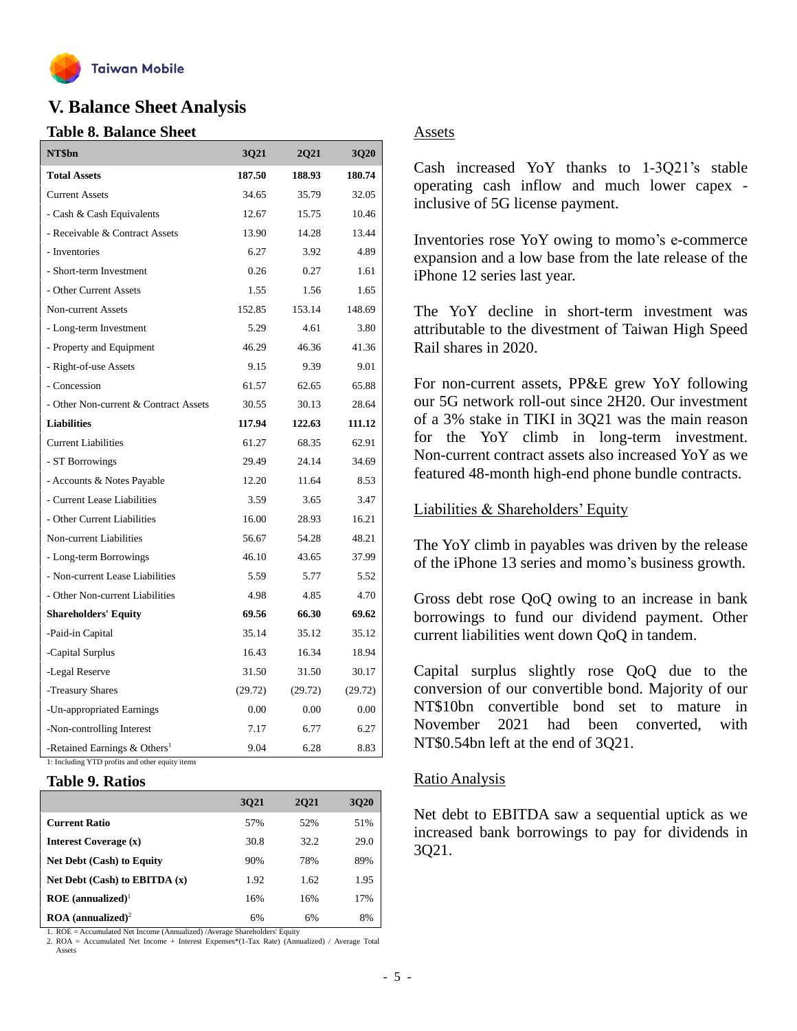# V. Balance Sheet Analysis

## Table 8. Balance Sheet

| NT$bn | 3Q21 | 2Q21 | 3Q20 |
|---|---|---|---|
| **Total Assets** | **187.50** | **188.93** | **180.74** |
| Current Assets | 34.65 | 35.79 | 32.05 |
| - Cash & Cash Equivalents | 12.67 | 15.75 | 10.46 |
| - Receivable & Contract Assets | 13.90 | 14.28 | 13.44 |
| - Inventories | 6.27 | 3.92 | 4.89 |
| - Short-term Investment | 0.26 | 0.27 | 1.61 |
| - Other Current Assets | 1.55 | 1.56 | 1.65 |
| Non-current Assets | 152.85 | 153.14 | 148.69 |
| - Long-term Investment | 5.29 | 4.61 | 3.80 |
| - Property and Equipment | 46.29 | 46.36 | 41.36 |
| - Right-of-use Assets | 9.15 | 9.39 | 9.01 |
| - Concession | 61.57 | 62.65 | 65.88 |
| - Other Non-current & Contract Assets | 30.55 | 30.13 | 28.64 |
| **Liabilities** | **117.94** | **122.63** | **111.12** |
| Current Liabilities | 61.27 | 68.35 | 62.91 |
| - ST Borrowings | 29.49 | 24.14 | 34.69 |
| - Accounts & Notes Payable | 12.20 | 11.64 | 8.53 |
| - Current Lease Liabilities | 3.59 | 3.65 | 3.47 |
| - Other Current Liabilities | 16.00 | 28.93 | 16.21 |
| Non-current Liabilities | 56.67 | 54.28 | 48.21 |
| - Long-term Borrowings | 46.10 | 43.65 | 37.99 |
| - Non-current Lease Liabilities | 5.59 | 5.77 | 5.52 |
| - Other Non-current Liabilities | 4.98 | 4.85 | 4.70 |
| **Shareholders' Equity** | **69.56** | **66.30** | **69.62** |
| -Paid-in Capital | 35.14 | 35.12 | 35.12 |
| -Capital Surplus | 16.43 | 16.34 | 18.94 |
| -Legal Reserve | 31.50 | 31.50 | 30.17 |
| -Treasury Shares | (29.72) | (29.72) | (29.72) |
| -Un-appropriated Earnings | 0.00 | 0.00 | 0.00 |
| -Non-controlling Interest | 7.17 | 6.77 | 6.27 |
| -Retained Earnings & Others[1] | 9.04 | 6.28 | 8.83 |

1: Including YTD profits and other equity items

## Table 9. Ratios

| | 3Q21 | 2Q21 | 3Q20 |
|---|---|---|---|
| **Current Ratio** | 57% | 52% | 51% |
| **Interest Coverage (x)** | 30.8 | 32.2 | 29.0 |
| **Net Debt (Cash) to Equity** | 90% | 78% | 89% |
| **Net Debt (Cash) to EBITDA (x)** | 1.92 | 1.62 | 1.95 |
| **ROE (annualized)**[1] | 16% | 16% | 17% |
| **ROA (annualized)**[2] | 6% | 6% | 8% |

1. ROE = Accumulated Net Income (Annualized) /Average Shareholders' Equity
2. ROA = Accumulated Net Income + Interest Expenses*(1-Tax Rate) (Annualized) / Average Total Assets

## Assets

Cash increased YoY thanks to 1-3Q21's stable operating cash inflow and much lower capex - inclusive of 5G license payment.

Inventories rose YoY owing to momo's e-commerce expansion and a low base from the late release of the iPhone 12 series last year.

The YoY decline in short-term investment was attributable to the divestment of Taiwan High Speed Rail shares in 2020.

For non-current assets, PP&E grew YoY following our 5G network roll-out since 2H20. Our investment of a 3% stake in TIKI in 3Q21 was the main reason for the YoY climb in long-term investment. Non-current contract assets also increased YoY as we featured 48-month high-end phone bundle contracts.

## Liabilities & Shareholders' Equity

The YoY climb in payables was driven by the release of the iPhone 13 series and momo's business growth.

Gross debt rose QoQ owing to an increase in bank borrowings to fund our dividend payment. Other current liabilities went down QoQ in tandem.

Capital surplus slightly rose QoQ due to the conversion of our convertible bond. Majority of our NT$10bn convertible bond set to mature in November 2021 had been converted, with NT$0.54bn left at the end of 3Q21.

## Ratio Analysis

Net debt to EBITDA saw a sequential uptick as we increased bank borrowings to pay for dividends in 3Q21.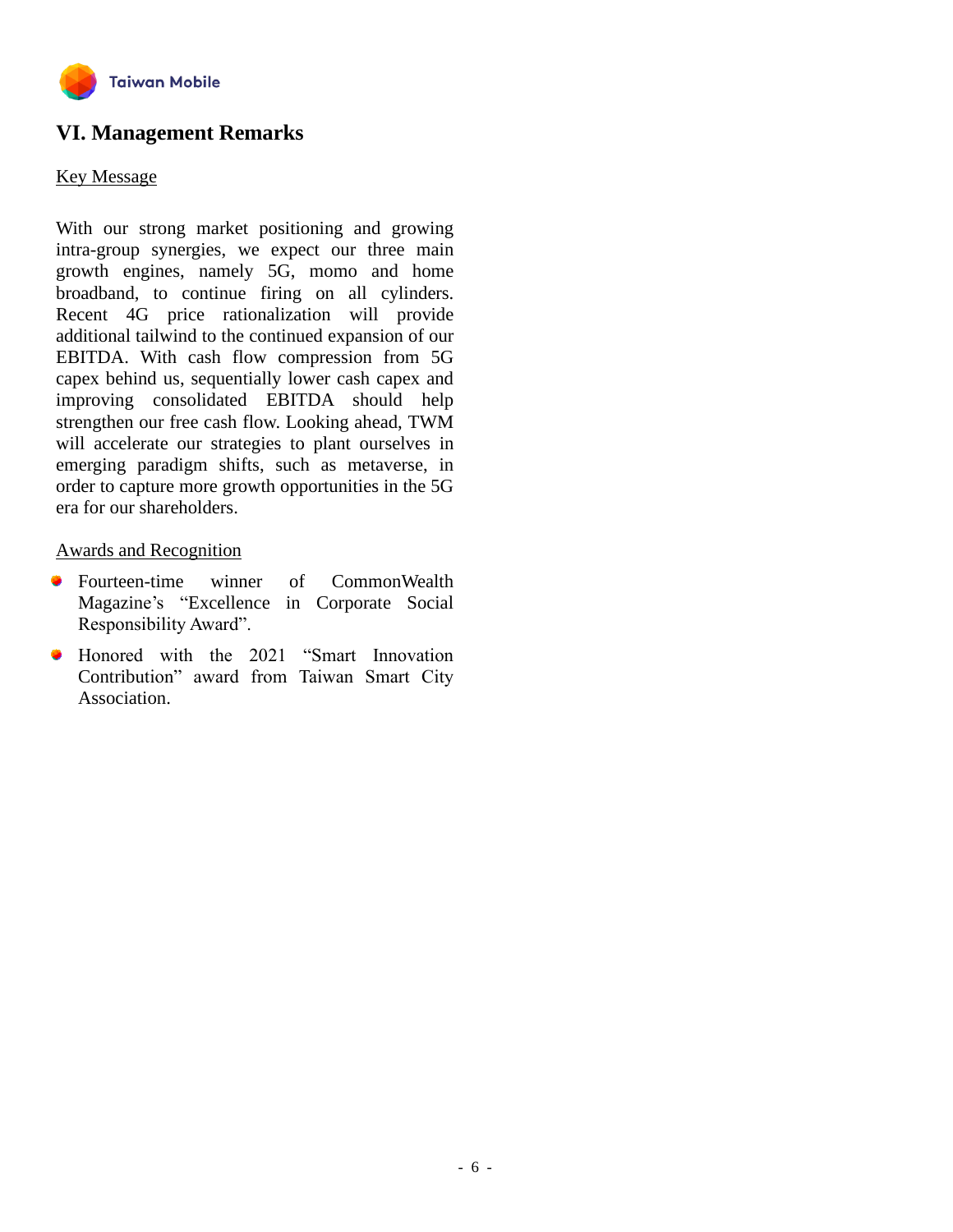## VI. Management Remarks

Key Message

With our strong market positioning and growing intra-group synergies, we expect our three main growth engines, namely 5G, momo and home broadband, to continue firing on all cylinders. Recent 4G price rationalization will provide additional tailwind to the continued expansion of our EBITDA. With cash flow compression from 5G capex behind us, sequentially lower cash capex and improving consolidated EBITDA should help strengthen our free cash flow. Looking ahead, TWM will accelerate our strategies to plant ourselves in emerging paradigm shifts, such as metaverse, in order to capture more growth opportunities in the 5G era for our shareholders.

Awards and Recognition

- Fourteen-time winner of CommonWealth Magazine's "Excellence in Corporate Social Responsibility Award".
- Honored with the 2021 "Smart Innovation Contribution" award from Taiwan Smart City Association.